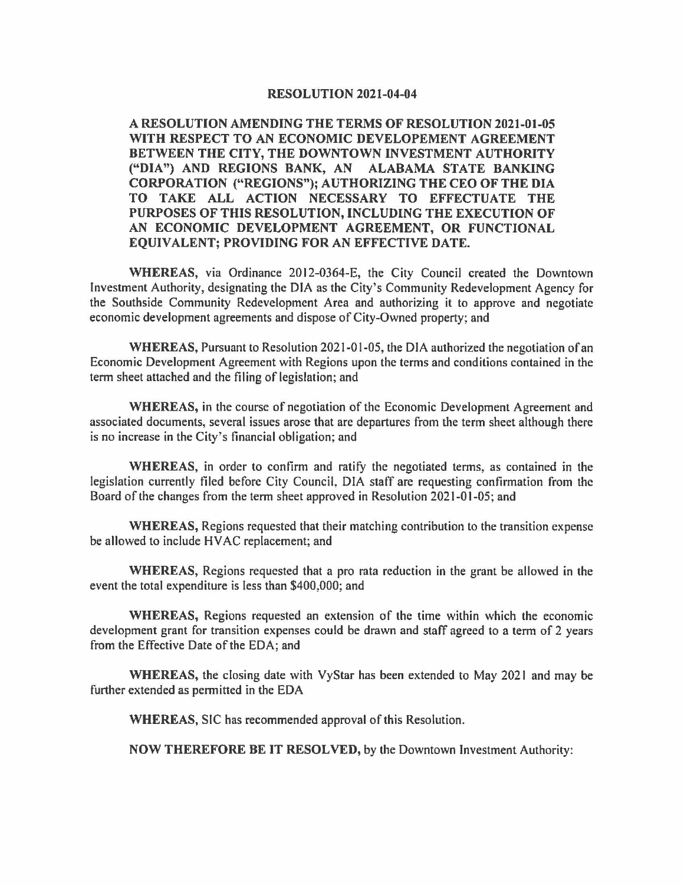# RESOLUTION 2021-04-04

**A RESOLUTION AMENDING THE TERMS OF RESOLUTION 2021-01-05 WITH RESPECT TO AN ECONOMIC DEVELOPEMENT AGREEMENT BETWEEN THE CITY, THE DOWNTOWN INVESTMENT AUTHORITY ("DIA") AND REGIONS BANK, AN ALABAMA STATE BANKING CORPORATION ("REGIONS"); AUTHORIZING THE CEO OF THE DIA TO TAKE ALL ACTION NECESSARY TO EFFECTUATE THE PURPOSES OF THIS RESOLUTION, INCLUDING THE EXECUTION OF AN ECONOMIC DEVELOPMENT AGREEMENT, OR FUNCTIONAL EQUIVALENT; PROVIDING FOR AN EFFECTIVE DATE.**

**WHEREAS,** via Ordinance 2012-0364-E, the City Council created the Downtown Investment Authority, designating the DIA as the City's Community Redevelopment Agency for the Southside Community Redevelopment Area and authorizing it to approve and negotiate economic development agreements and dispose of City-Owned property; and

**WHEREAS,** Pursuant to Resolution 2021-01-05, the DIA authorized the negotiation of an Economic Development Agreement with Regions upon the terms and conditions contained in the term sheet attached and the filing of legislation; and

**WHEREAS,** in the course of negotiation of the Economic Development Agreement and associated documents, several issues arose that are departures from the term sheet although there is no increase in the City's financial obligation; and

**WHEREAS,** in order to confirm and ratify the negotiated terms, as contained in the legislation currently filed before City Council, DIA staff are requesting confirmation from the Board of the changes from the term sheet approved in Resolution 2021-01-05; and

**WHEREAS,** Regions requested that their matching contribution to the transition expense be allowed to include HVAC replacement; and

**WHEREAS,** Regions requested that a pro rata reduction in the grant be allowed in the event the total expenditure is less than $400,000; and

**WHEREAS,** Regions requested an extension of the time within which the economic development grant for transition expenses could be drawn and staff agreed to a term of 2 years from the Effective Date of the EDA; and

**WHEREAS,** the closing date with VyStar has been extended to May 2021 and may be further extended as permitted in the EDA

**WHEREAS,** SIC has recommended approval of this Resolution.

**NOW THEREFORE BE IT RESOLVED,** by the Downtown Investment Authority: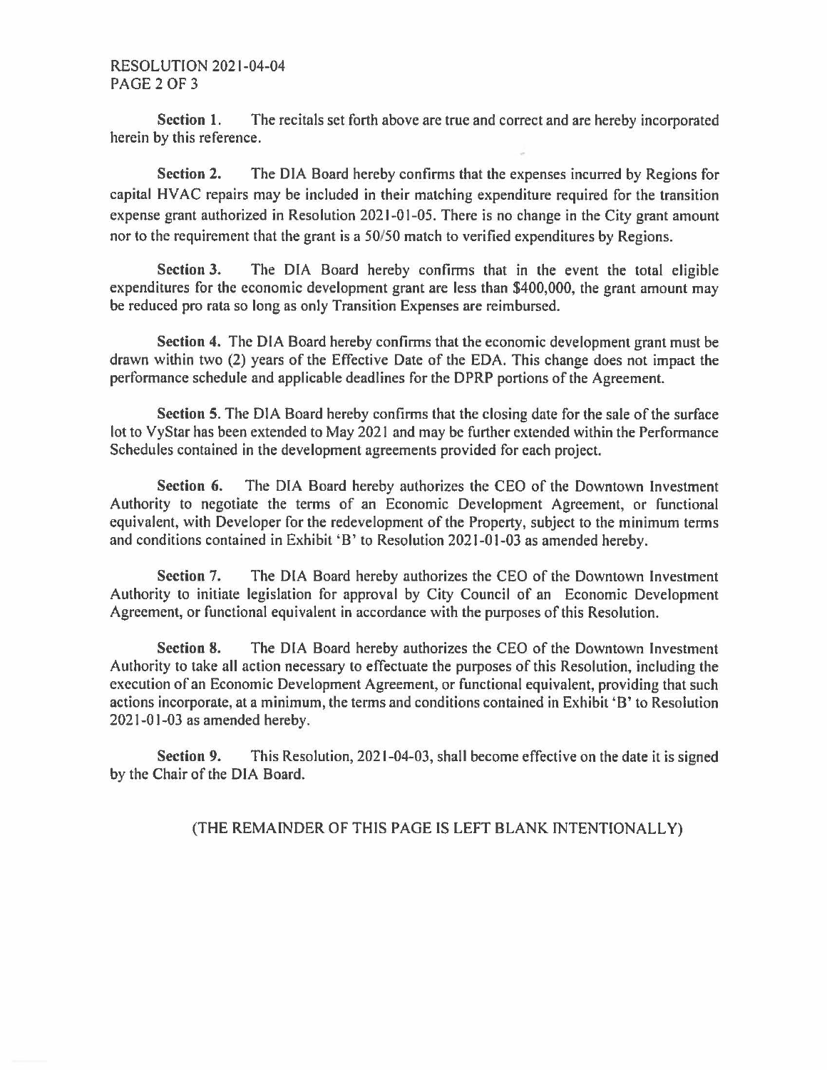**Section 1.** The recitals set forth above are true and correct and are hereby incorporated herein by this reference.

**Section 2.** The DIA Board hereby confirms that the expenses incurred by Regions for capital HVAC repairs may be included in their matching expenditure required for the transition expense grant authorized in Resolution 2021-01-05. There is no change in the City grant amount nor to the requirement that the grant is a 50/50 match to verified expenditures by Regions.

**Section 3.** The DIA Board hereby confirms that in the event the total eligible expenditures for the economic development grant are less than $400,000, the grant amount may be reduced pro rata so long as only Transition Expenses are reimbursed.

**Section 4.** The DIA Board hereby confirms that the economic development grant must be drawn within two (2) years of the Effective Date of the EDA. This change does not impact the performance schedule and applicable deadlines for the DPRP portions of the Agreement.

**Section 5.** The DIA Board hereby confirms that the closing date for the sale of the surface lot to VyStar has been extended to May 2021 and may be further extended within the Performance Schedules contained in the development agreements provided for each project.

**Section 6.** The DIA Board hereby authorizes the CEO of the Downtown Investment Authority to negotiate the terms of an Economic Development Agreement, or functional equivalent, with Developer for the redevelopment of the Property, subject to the minimum terms and conditions contained in Exhibit 'B' to Resolution 2021-01-03 as amended hereby.

**Section 7.** The DIA Board hereby authorizes the CEO of the Downtown Investment Authority to initiate legislation for approval by City Council of an Economic Development Agreement, or functional equivalent in accordance with the purposes of this Resolution.

**Section 8.** The DIA Board hereby authorizes the CEO of the Downtown Investment Authority to take all action necessary to effectuate the purposes of this Resolution, including the execution of an Economic Development Agreement, or functional equivalent, providing that such actions incorporate, at a minimum, the terms and conditions contained in Exhibit 'B' to Resolution 2021-01-03 as amended hereby.

**Section 9.** This Resolution, 2021-04-03, shall become effective on the date it is signed by the Chair of the DIA Board.

(THE REMAINDER OF THIS PAGE IS LEFT BLANK INTENTIONALLY)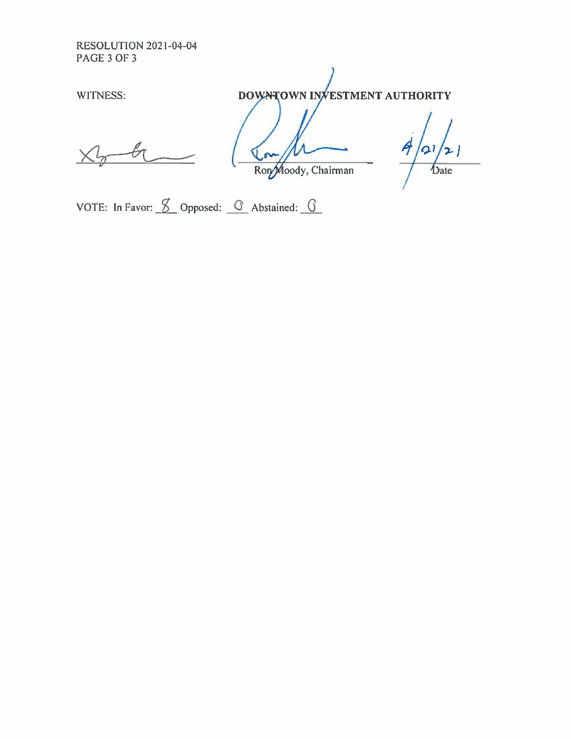RESOLUTION 2021-04-04

WITNESS:

**DOWNTOWN INVESTMENT AUTHORITY**

Ron Moody, Chairman

4/21/21

Date

VOTE: In Favor: 8 Opposed: 0 Abstained: 0